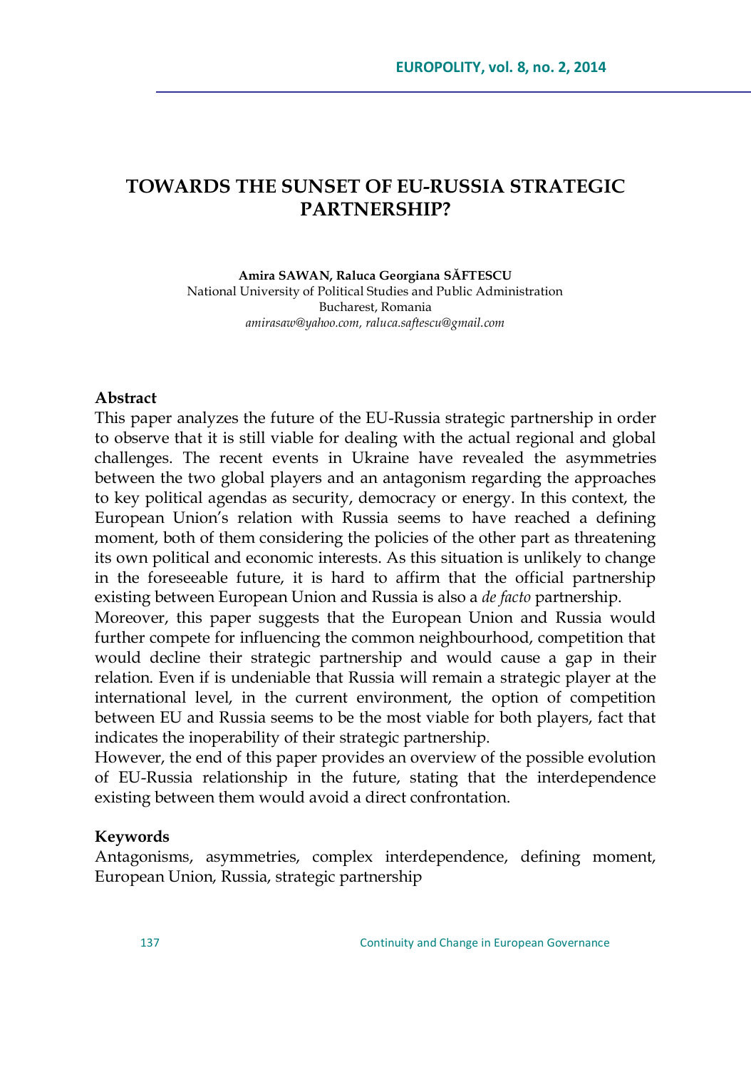# TOWARDS THE SUNSET OF EU-RUSSIA STRATEGIC PARTNERSHIP?

**Amira SAWAN, Raluca Georgiana SĂFTESCU**
National University of Political Studies and Public Administration
Bucharest, Romania
*amirasaw@yahoo.com, raluca.saftescu@gmail.com*

## Abstract

This paper analyzes the future of the EU-Russia strategic partnership in order to observe that it is still viable for dealing with the actual regional and global challenges. The recent events in Ukraine have revealed the asymmetries between the two global players and an antagonism regarding the approaches to key political agendas as security, democracy or energy. In this context, the European Union's relation with Russia seems to have reached a defining moment, both of them considering the policies of the other part as threatening its own political and economic interests. As this situation is unlikely to change in the foreseeable future, it is hard to affirm that the official partnership existing between European Union and Russia is also a *de facto* partnership.

Moreover, this paper suggests that the European Union and Russia would further compete for influencing the common neighbourhood, competition that would decline their strategic partnership and would cause a gap in their relation. Even if is undeniable that Russia will remain a strategic player at the international level, in the current environment, the option of competition between EU and Russia seems to be the most viable for both players, fact that indicates the inoperability of their strategic partnership.

However, the end of this paper provides an overview of the possible evolution of EU-Russia relationship in the future, stating that the interdependence existing between them would avoid a direct confrontation.

## Keywords

Antagonisms, asymmetries, complex interdependence, defining moment, European Union, Russia, strategic partnership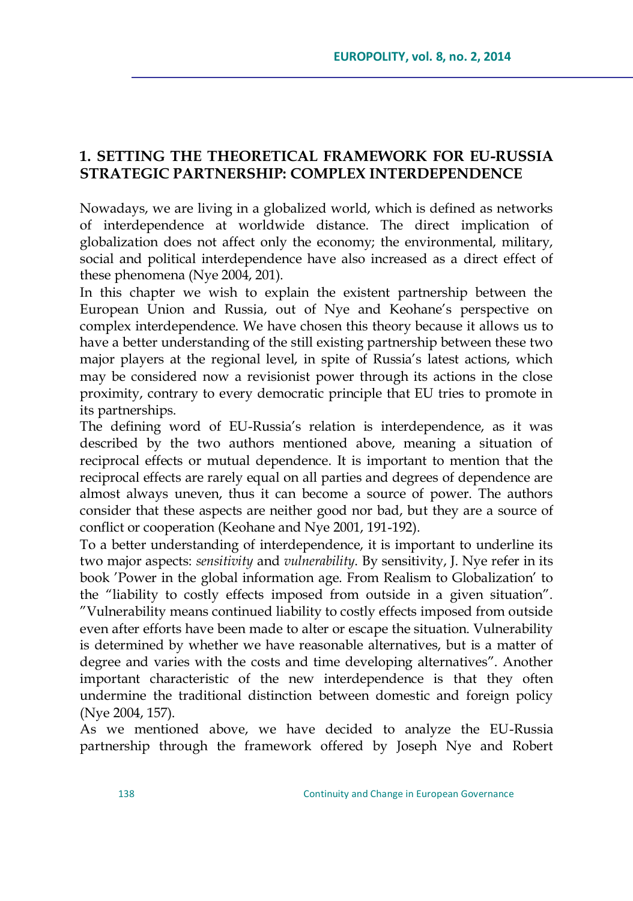## 1. SETTING THE THEORETICAL FRAMEWORK FOR EU-RUSSIA STRATEGIC PARTNERSHIP: COMPLEX INTERDEPENDENCE

Nowadays, we are living in a globalized world, which is defined as networks of interdependence at worldwide distance. The direct implication of globalization does not affect only the economy; the environmental, military, social and political interdependence have also increased as a direct effect of these phenomena (Nye 2004, 201).

In this chapter we wish to explain the existent partnership between the European Union and Russia, out of Nye and Keohane's perspective on complex interdependence. We have chosen this theory because it allows us to have a better understanding of the still existing partnership between these two major players at the regional level, in spite of Russia's latest actions, which may be considered now a revisionist power through its actions in the close proximity, contrary to every democratic principle that EU tries to promote in its partnerships.

The defining word of EU-Russia's relation is interdependence, as it was described by the two authors mentioned above, meaning a situation of reciprocal effects or mutual dependence. It is important to mention that the reciprocal effects are rarely equal on all parties and degrees of dependence are almost always uneven, thus it can become a source of power. The authors consider that these aspects are neither good nor bad, but they are a source of conflict or cooperation (Keohane and Nye 2001, 191-192).

To a better understanding of interdependence, it is important to underline its two major aspects: *sensitivity* and *vulnerability*. By sensitivity, J. Nye refer in its book 'Power in the global information age. From Realism to Globalization' to the "liability to costly effects imposed from outside in a given situation". "Vulnerability means continued liability to costly effects imposed from outside even after efforts have been made to alter or escape the situation. Vulnerability is determined by whether we have reasonable alternatives, but is a matter of degree and varies with the costs and time developing alternatives". Another important characteristic of the new interdependence is that they often undermine the traditional distinction between domestic and foreign policy (Nye 2004, 157).

As we mentioned above, we have decided to analyze the EU-Russia partnership through the framework offered by Joseph Nye and Robert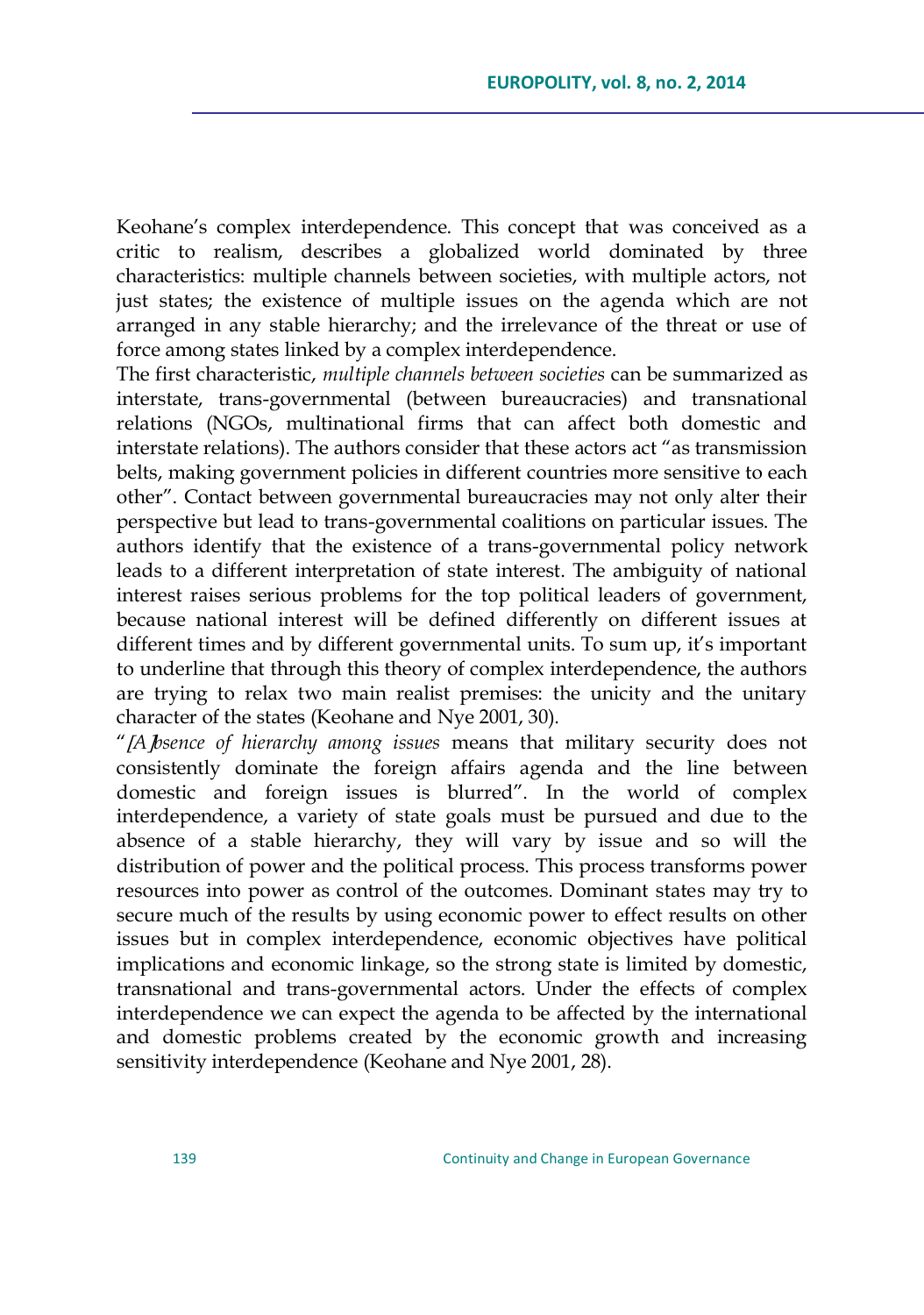Keohane's complex interdependence. This concept that was conceived as a critic to realism, describes a globalized world dominated by three characteristics: multiple channels between societies, with multiple actors, not just states; the existence of multiple issues on the agenda which are not arranged in any stable hierarchy; and the irrelevance of the threat or use of force among states linked by a complex interdependence.

The first characteristic, *multiple channels between societies* can be summarized as interstate, trans-governmental (between bureaucracies) and transnational relations (NGOs, multinational firms that can affect both domestic and interstate relations). The authors consider that these actors act "as transmission belts, making government policies in different countries more sensitive to each other". Contact between governmental bureaucracies may not only alter their perspective but lead to trans-governmental coalitions on particular issues. The authors identify that the existence of a trans-governmental policy network leads to a different interpretation of state interest. The ambiguity of national interest raises serious problems for the top political leaders of government, because national interest will be defined differently on different issues at different times and by different governmental units. To sum up, it's important to underline that through this theory of complex interdependence, the authors are trying to relax two main realist premises: the unicity and the unitary character of the states (Keohane and Nye 2001, 30).

"*[A]bsence of hierarchy among issues* means that military security does not consistently dominate the foreign affairs agenda and the line between domestic and foreign issues is blurred". In the world of complex interdependence, a variety of state goals must be pursued and due to the absence of a stable hierarchy, they will vary by issue and so will the distribution of power and the political process. This process transforms power resources into power as control of the outcomes. Dominant states may try to secure much of the results by using economic power to effect results on other issues but in complex interdependence, economic objectives have political implications and economic linkage, so the strong state is limited by domestic, transnational and trans-governmental actors. Under the effects of complex interdependence we can expect the agenda to be affected by the international and domestic problems created by the economic growth and increasing sensitivity interdependence (Keohane and Nye 2001, 28).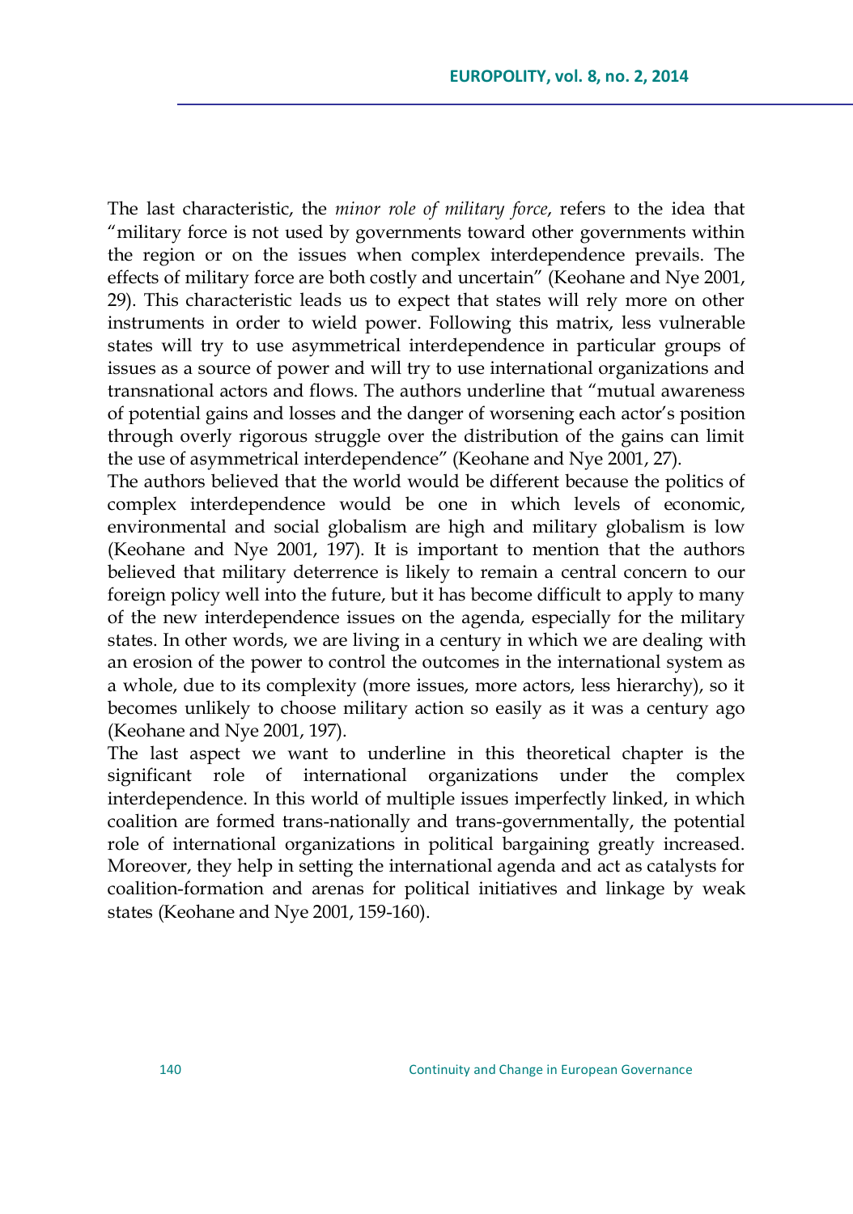The last characteristic, the *minor role of military force*, refers to the idea that "military force is not used by governments toward other governments within the region or on the issues when complex interdependence prevails. The effects of military force are both costly and uncertain" (Keohane and Nye 2001, 29). This characteristic leads us to expect that states will rely more on other instruments in order to wield power. Following this matrix, less vulnerable states will try to use asymmetrical interdependence in particular groups of issues as a source of power and will try to use international organizations and transnational actors and flows. The authors underline that "mutual awareness of potential gains and losses and the danger of worsening each actor's position through overly rigorous struggle over the distribution of the gains can limit the use of asymmetrical interdependence" (Keohane and Nye 2001, 27).

The authors believed that the world would be different because the politics of complex interdependence would be one in which levels of economic, environmental and social globalism are high and military globalism is low (Keohane and Nye 2001, 197). It is important to mention that the authors believed that military deterrence is likely to remain a central concern to our foreign policy well into the future, but it has become difficult to apply to many of the new interdependence issues on the agenda, especially for the military states. In other words, we are living in a century in which we are dealing with an erosion of the power to control the outcomes in the international system as a whole, due to its complexity (more issues, more actors, less hierarchy), so it becomes unlikely to choose military action so easily as it was a century ago (Keohane and Nye 2001, 197).

The last aspect we want to underline in this theoretical chapter is the significant role of international organizations under the complex interdependence. In this world of multiple issues imperfectly linked, in which coalition are formed trans-nationally and trans-governmentally, the potential role of international organizations in political bargaining greatly increased. Moreover, they help in setting the international agenda and act as catalysts for coalition-formation and arenas for political initiatives and linkage by weak states (Keohane and Nye 2001, 159-160).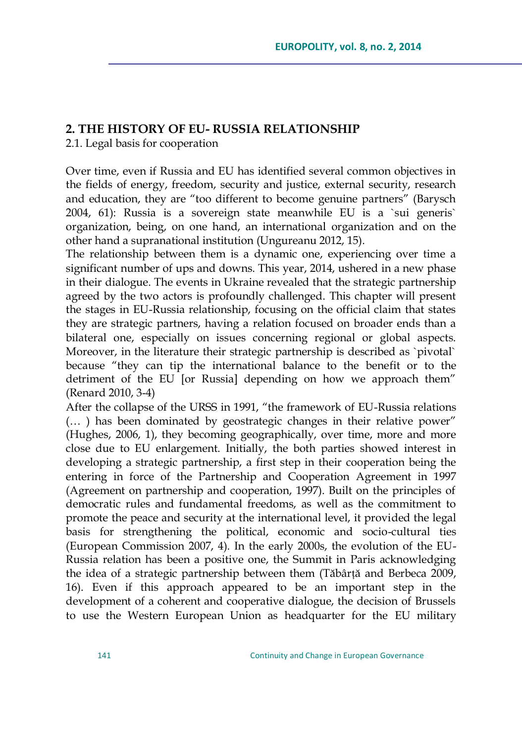## 2. THE HISTORY OF EU- RUSSIA RELATIONSHIP

### 2.1. Legal basis for cooperation

Over time, even if Russia and EU has identified several common objectives in the fields of energy, freedom, security and justice, external security, research and education, they are "too different to become genuine partners" (Barysch 2004, 61): Russia is a sovereign state meanwhile EU is a `sui generis` organization, being, on one hand, an international organization and on the other hand a supranational institution (Ungureanu 2012, 15).

The relationship between them is a dynamic one, experiencing over time a significant number of ups and downs. This year, 2014, ushered in a new phase in their dialogue. The events in Ukraine revealed that the strategic partnership agreed by the two actors is profoundly challenged. This chapter will present the stages in EU-Russia relationship, focusing on the official claim that states they are strategic partners, having a relation focused on broader ends than a bilateral one, especially on issues concerning regional or global aspects. Moreover, in the literature their strategic partnership is described as `pivotal` because "they can tip the international balance to the benefit or to the detriment of the EU [or Russia] depending on how we approach them" (Renard 2010, 3-4)

After the collapse of the URSS in 1991, "the framework of EU-Russia relations (… ) has been dominated by geostrategic changes in their relative power" (Hughes, 2006, 1), they becoming geographically, over time, more and more close due to EU enlargement. Initially, the both parties showed interest in developing a strategic partnership, a first step in their cooperation being the entering in force of the Partnership and Cooperation Agreement in 1997 (Agreement on partnership and cooperation, 1997). Built on the principles of democratic rules and fundamental freedoms, as well as the commitment to promote the peace and security at the international level, it provided the legal basis for strengthening the political, economic and socio-cultural ties (European Commission 2007, 4). In the early 2000s, the evolution of the EU-Russia relation has been a positive one, the Summit in Paris acknowledging the idea of a strategic partnership between them (Tăbârță and Berbeca 2009, 16). Even if this approach appeared to be an important step in the development of a coherent and cooperative dialogue, the decision of Brussels to use the Western European Union as headquarter for the EU military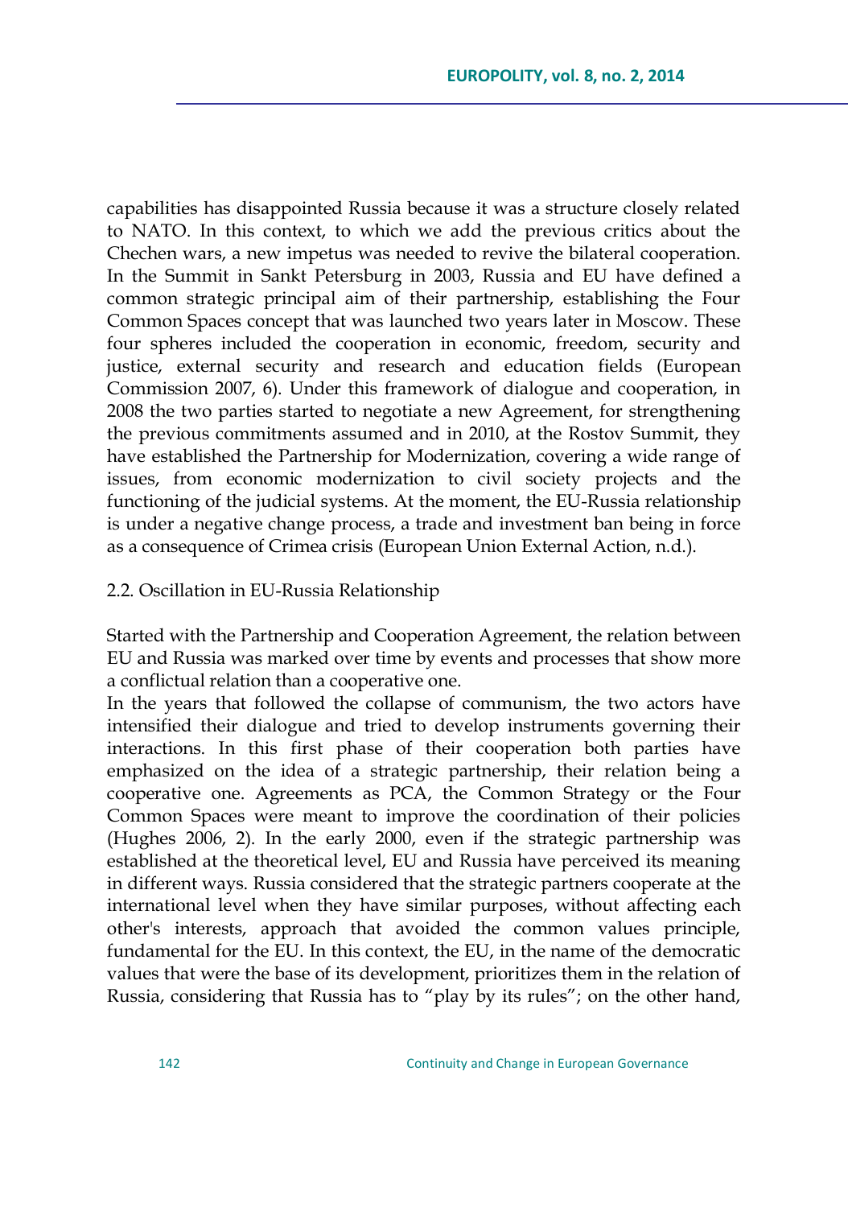capabilities has disappointed Russia because it was a structure closely related to NATO. In this context, to which we add the previous critics about the Chechen wars, a new impetus was needed to revive the bilateral cooperation. In the Summit in Sankt Petersburg in 2003, Russia and EU have defined a common strategic principal aim of their partnership, establishing the Four Common Spaces concept that was launched two years later in Moscow. These four spheres included the cooperation in economic, freedom, security and justice, external security and research and education fields (European Commission 2007, 6). Under this framework of dialogue and cooperation, in 2008 the two parties started to negotiate a new Agreement, for strengthening the previous commitments assumed and in 2010, at the Rostov Summit, they have established the Partnership for Modernization, covering a wide range of issues, from economic modernization to civil society projects and the functioning of the judicial systems. At the moment, the EU-Russia relationship is under a negative change process, a trade and investment ban being in force as a consequence of Crimea crisis (European Union External Action, n.d.).

## 2.2. Oscillation in EU-Russia Relationship

Started with the Partnership and Cooperation Agreement, the relation between EU and Russia was marked over time by events and processes that show more a conflictual relation than a cooperative one.

In the years that followed the collapse of communism, the two actors have intensified their dialogue and tried to develop instruments governing their interactions. In this first phase of their cooperation both parties have emphasized on the idea of a strategic partnership, their relation being a cooperative one. Agreements as PCA, the Common Strategy or the Four Common Spaces were meant to improve the coordination of their policies (Hughes 2006, 2). In the early 2000, even if the strategic partnership was established at the theoretical level, EU and Russia have perceived its meaning in different ways. Russia considered that the strategic partners cooperate at the international level when they have similar purposes, without affecting each other's interests, approach that avoided the common values principle, fundamental for the EU. In this context, the EU, in the name of the democratic values that were the base of its development, prioritizes them in the relation of Russia, considering that Russia has to "play by its rules"; on the other hand,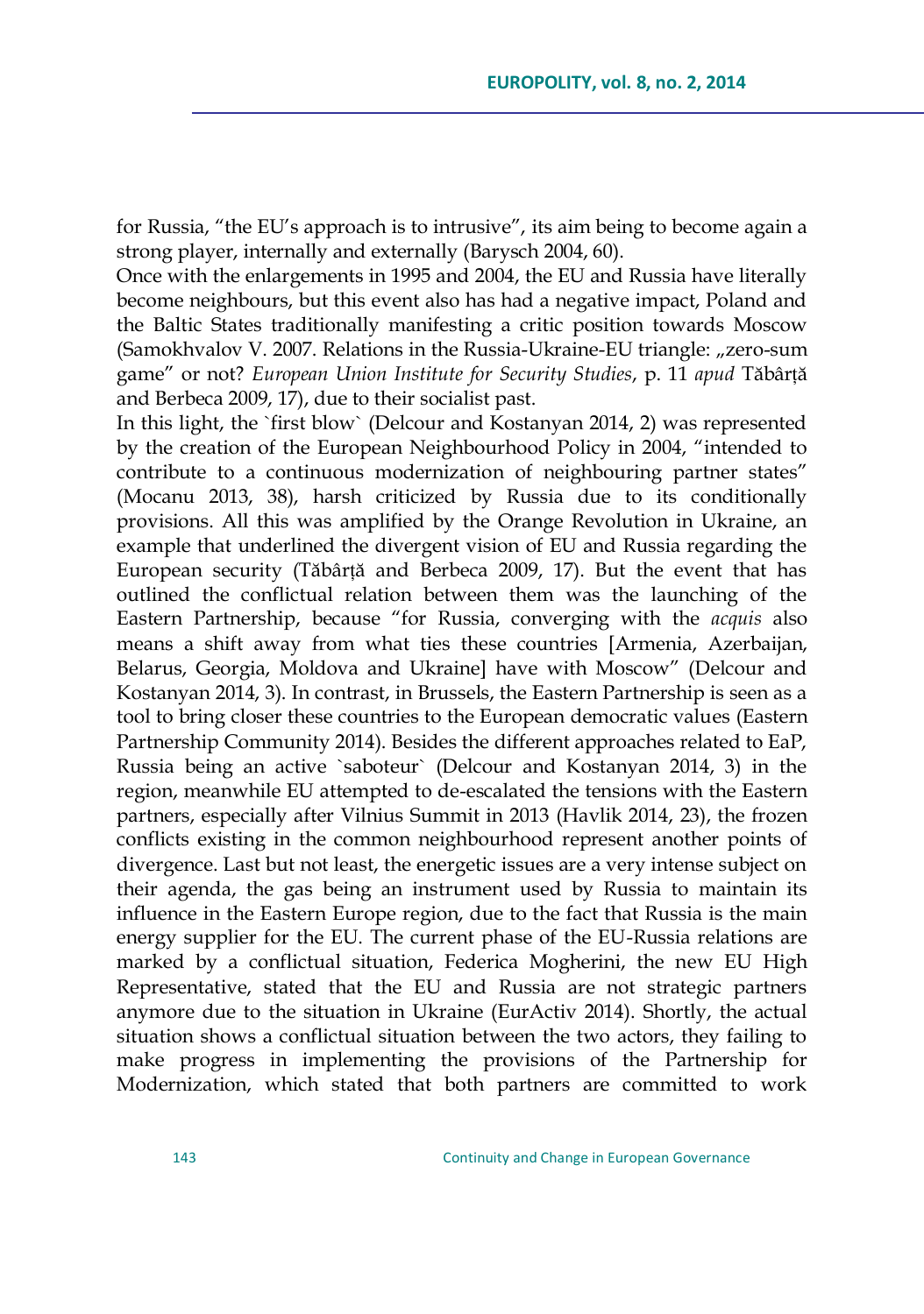for Russia, "the EU's approach is to intrusive", its aim being to become again a strong player, internally and externally (Barysch 2004, 60).

Once with the enlargements in 1995 and 2004, the EU and Russia have literally become neighbours, but this event also has had a negative impact, Poland and the Baltic States traditionally manifesting a critic position towards Moscow (Samokhvalov V. 2007. Relations in the Russia-Ukraine-EU triangle: „zero-sum game" or not? *European Union Institute for Security Studies*, p. 11 *apud* Tăbârță and Berbeca 2009, 17), due to their socialist past.

In this light, the `first blow` (Delcour and Kostanyan 2014, 2) was represented by the creation of the European Neighbourhood Policy in 2004, "intended to contribute to a continuous modernization of neighbouring partner states" (Mocanu 2013, 38), harsh criticized by Russia due to its conditionally provisions. All this was amplified by the Orange Revolution in Ukraine, an example that underlined the divergent vision of EU and Russia regarding the European security (Tăbârță and Berbeca 2009, 17). But the event that has outlined the conflictual relation between them was the launching of the Eastern Partnership, because "for Russia, converging with the *acquis* also means a shift away from what ties these countries [Armenia, Azerbaijan, Belarus, Georgia, Moldova and Ukraine] have with Moscow" (Delcour and Kostanyan 2014, 3). In contrast, in Brussels, the Eastern Partnership is seen as a tool to bring closer these countries to the European democratic values (Eastern Partnership Community 2014). Besides the different approaches related to EaP, Russia being an active `saboteur` (Delcour and Kostanyan 2014, 3) in the region, meanwhile EU attempted to de-escalated the tensions with the Eastern partners, especially after Vilnius Summit in 2013 (Havlik 2014, 23), the frozen conflicts existing in the common neighbourhood represent another points of divergence. Last but not least, the energetic issues are a very intense subject on their agenda, the gas being an instrument used by Russia to maintain its influence in the Eastern Europe region, due to the fact that Russia is the main energy supplier for the EU. The current phase of the EU-Russia relations are marked by a conflictual situation, Federica Mogherini, the new EU High Representative, stated that the EU and Russia are not strategic partners anymore due to the situation in Ukraine (EurActiv 2014). Shortly, the actual situation shows a conflictual situation between the two actors, they failing to make progress in implementing the provisions of the Partnership for Modernization, which stated that both partners are committed to work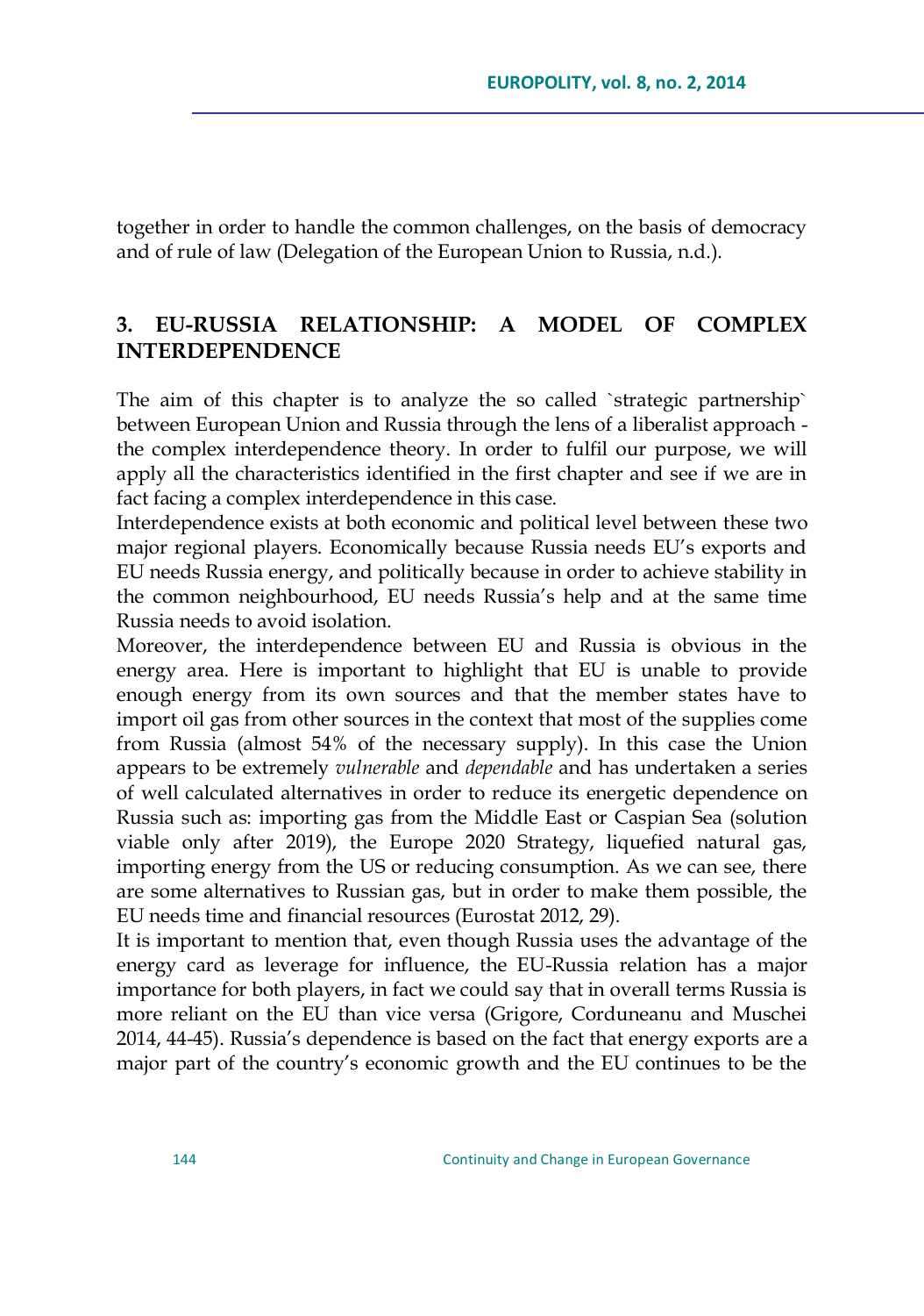together in order to handle the common challenges, on the basis of democracy and of rule of law (Delegation of the European Union to Russia, n.d.).

## 3. EU-RUSSIA RELATIONSHIP: A MODEL OF COMPLEX INTERDEPENDENCE

The aim of this chapter is to analyze the so called `strategic partnership` between European Union and Russia through the lens of a liberalist approach - the complex interdependence theory. In order to fulfil our purpose, we will apply all the characteristics identified in the first chapter and see if we are in fact facing a complex interdependence in this case.

Interdependence exists at both economic and political level between these two major regional players. Economically because Russia needs EU's exports and EU needs Russia energy, and politically because in order to achieve stability in the common neighbourhood, EU needs Russia's help and at the same time Russia needs to avoid isolation.

Moreover, the interdependence between EU and Russia is obvious in the energy area. Here is important to highlight that EU is unable to provide enough energy from its own sources and that the member states have to import oil gas from other sources in the context that most of the supplies come from Russia (almost 54% of the necessary supply). In this case the Union appears to be extremely *vulnerable* and *dependable* and has undertaken a series of well calculated alternatives in order to reduce its energetic dependence on Russia such as: importing gas from the Middle East or Caspian Sea (solution viable only after 2019), the Europe 2020 Strategy, liquefied natural gas, importing energy from the US or reducing consumption. As we can see, there are some alternatives to Russian gas, but in order to make them possible, the EU needs time and financial resources (Eurostat 2012, 29).

It is important to mention that, even though Russia uses the advantage of the energy card as leverage for influence, the EU-Russia relation has a major importance for both players, in fact we could say that in overall terms Russia is more reliant on the EU than vice versa (Grigore, Corduneanu and Muschei 2014, 44-45). Russia's dependence is based on the fact that energy exports are a major part of the country's economic growth and the EU continues to be the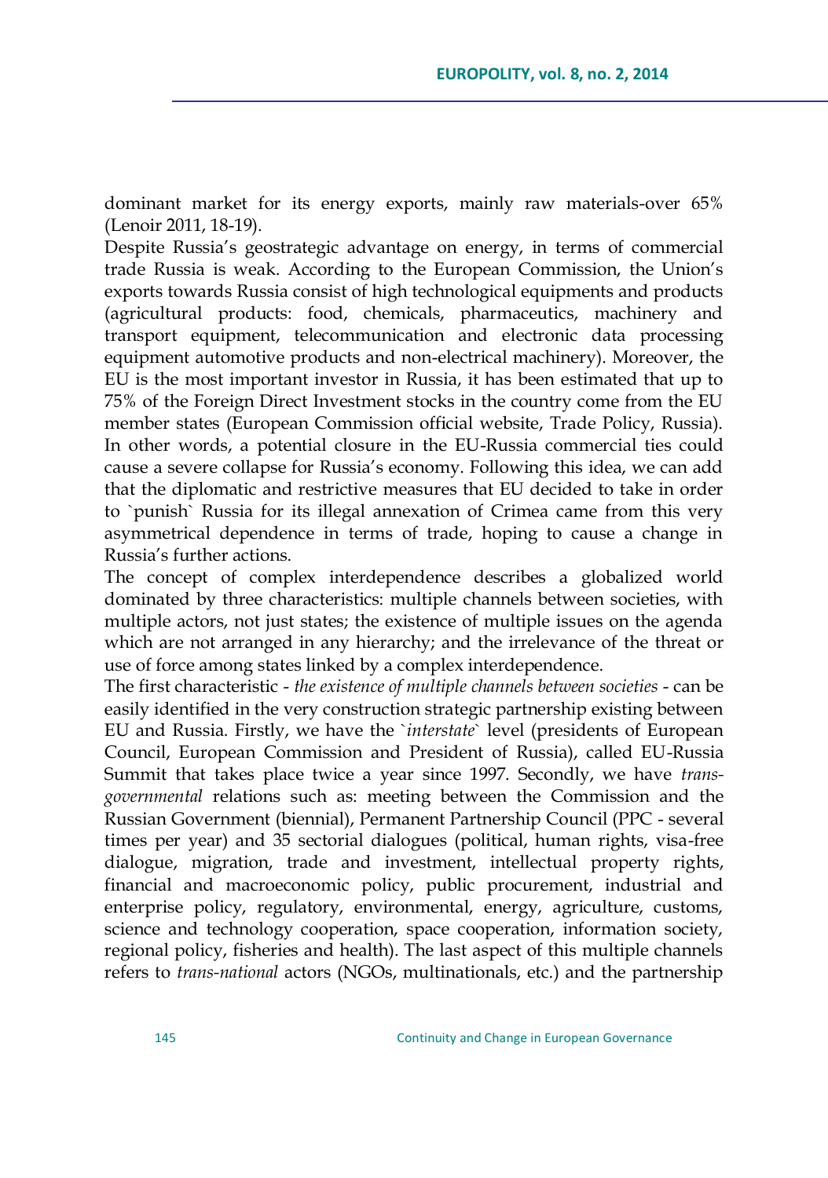dominant market for its energy exports, mainly raw materials-over 65% (Lenoir 2011, 18-19).

Despite Russia's geostrategic advantage on energy, in terms of commercial trade Russia is weak. According to the European Commission, the Union's exports towards Russia consist of high technological equipments and products (agricultural products: food, chemicals, pharmaceutics, machinery and transport equipment, telecommunication and electronic data processing equipment automotive products and non-electrical machinery). Moreover, the EU is the most important investor in Russia, it has been estimated that up to 75% of the Foreign Direct Investment stocks in the country come from the EU member states (European Commission official website, Trade Policy, Russia). In other words, a potential closure in the EU-Russia commercial ties could cause a severe collapse for Russia's economy. Following this idea, we can add that the diplomatic and restrictive measures that EU decided to take in order to `punish` Russia for its illegal annexation of Crimea came from this very asymmetrical dependence in terms of trade, hoping to cause a change in Russia's further actions.

The concept of complex interdependence describes a globalized world dominated by three characteristics: multiple channels between societies, with multiple actors, not just states; the existence of multiple issues on the agenda which are not arranged in any hierarchy; and the irrelevance of the threat or use of force among states linked by a complex interdependence.

The first characteristic - *the existence of multiple channels between societies* - can be easily identified in the very construction strategic partnership existing between EU and Russia. Firstly, we have the `*interstate*` level (presidents of European Council, European Commission and President of Russia), called EU-Russia Summit that takes place twice a year since 1997. Secondly, we have *trans-governmental* relations such as: meeting between the Commission and the Russian Government (biennial), Permanent Partnership Council (PPC - several times per year) and 35 sectorial dialogues (political, human rights, visa-free dialogue, migration, trade and investment, intellectual property rights, financial and macroeconomic policy, public procurement, industrial and enterprise policy, regulatory, environmental, energy, agriculture, customs, science and technology cooperation, space cooperation, information society, regional policy, fisheries and health). The last aspect of this multiple channels refers to *trans-national* actors (NGOs, multinationals, etc.) and the partnership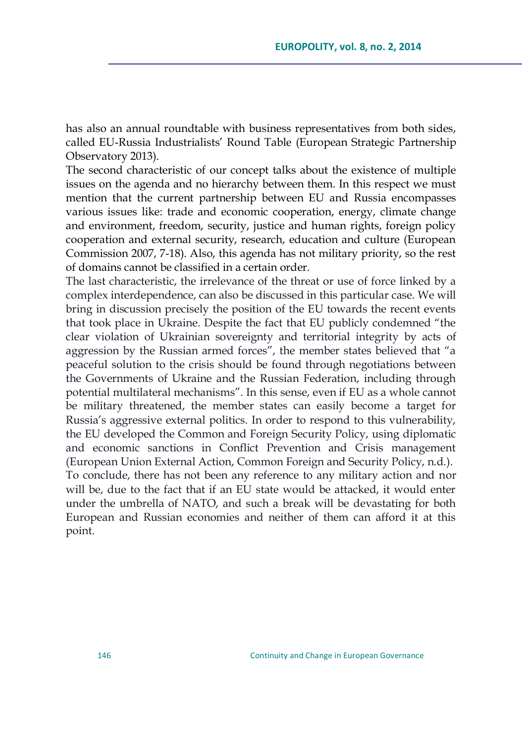has also an annual roundtable with business representatives from both sides, called EU-Russia Industrialists' Round Table (European Strategic Partnership Observatory 2013).

The second characteristic of our concept talks about the existence of multiple issues on the agenda and no hierarchy between them. In this respect we must mention that the current partnership between EU and Russia encompasses various issues like: trade and economic cooperation, energy, climate change and environment, freedom, security, justice and human rights, foreign policy cooperation and external security, research, education and culture (European Commission 2007, 7-18). Also, this agenda has not military priority, so the rest of domains cannot be classified in a certain order.

The last characteristic, the irrelevance of the threat or use of force linked by a complex interdependence, can also be discussed in this particular case. We will bring in discussion precisely the position of the EU towards the recent events that took place in Ukraine. Despite the fact that EU publicly condemned "the clear violation of Ukrainian sovereignty and territorial integrity by acts of aggression by the Russian armed forces", the member states believed that "a peaceful solution to the crisis should be found through negotiations between the Governments of Ukraine and the Russian Federation, including through potential multilateral mechanisms". In this sense, even if EU as a whole cannot be military threatened, the member states can easily become a target for Russia's aggressive external politics. In order to respond to this vulnerability, the EU developed the Common and Foreign Security Policy, using diplomatic and economic sanctions in Conflict Prevention and Crisis management (European Union External Action, Common Foreign and Security Policy, n.d.).

To conclude, there has not been any reference to any military action and nor will be, due to the fact that if an EU state would be attacked, it would enter under the umbrella of NATO, and such a break will be devastating for both European and Russian economies and neither of them can afford it at this point.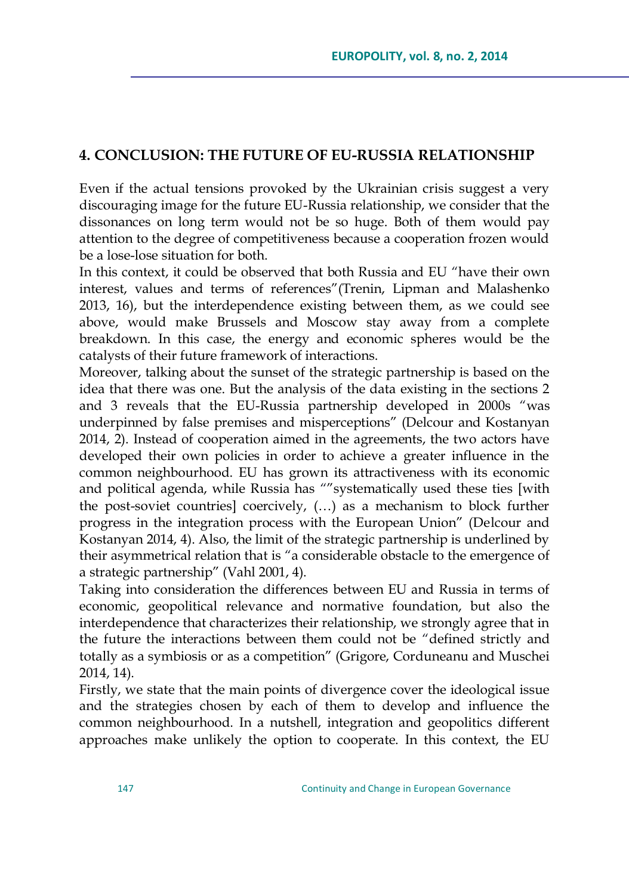## 4. CONCLUSION: THE FUTURE OF EU-RUSSIA RELATIONSHIP

Even if the actual tensions provoked by the Ukrainian crisis suggest a very discouraging image for the future EU-Russia relationship, we consider that the dissonances on long term would not be so huge. Both of them would pay attention to the degree of competitiveness because a cooperation frozen would be a lose-lose situation for both.

In this context, it could be observed that both Russia and EU "have their own interest, values and terms of references"(Trenin, Lipman and Malashenko 2013, 16), but the interdependence existing between them, as we could see above, would make Brussels and Moscow stay away from a complete breakdown. In this case, the energy and economic spheres would be the catalysts of their future framework of interactions.

Moreover, talking about the sunset of the strategic partnership is based on the idea that there was one. But the analysis of the data existing in the sections 2 and 3 reveals that the EU-Russia partnership developed in 2000s "was underpinned by false premises and misperceptions" (Delcour and Kostanyan 2014, 2). Instead of cooperation aimed in the agreements, the two actors have developed their own policies in order to achieve a greater influence in the common neighbourhood. EU has grown its attractiveness with its economic and political agenda, while Russia has ""systematically used these ties [with the post-soviet countries] coercively, (…) as a mechanism to block further progress in the integration process with the European Union" (Delcour and Kostanyan 2014, 4). Also, the limit of the strategic partnership is underlined by their asymmetrical relation that is "a considerable obstacle to the emergence of a strategic partnership" (Vahl 2001, 4).

Taking into consideration the differences between EU and Russia in terms of economic, geopolitical relevance and normative foundation, but also the interdependence that characterizes their relationship, we strongly agree that in the future the interactions between them could not be "defined strictly and totally as a symbiosis or as a competition" (Grigore, Corduneanu and Muschei 2014, 14).

Firstly, we state that the main points of divergence cover the ideological issue and the strategies chosen by each of them to develop and influence the common neighbourhood. In a nutshell, integration and geopolitics different approaches make unlikely the option to cooperate. In this context, the EU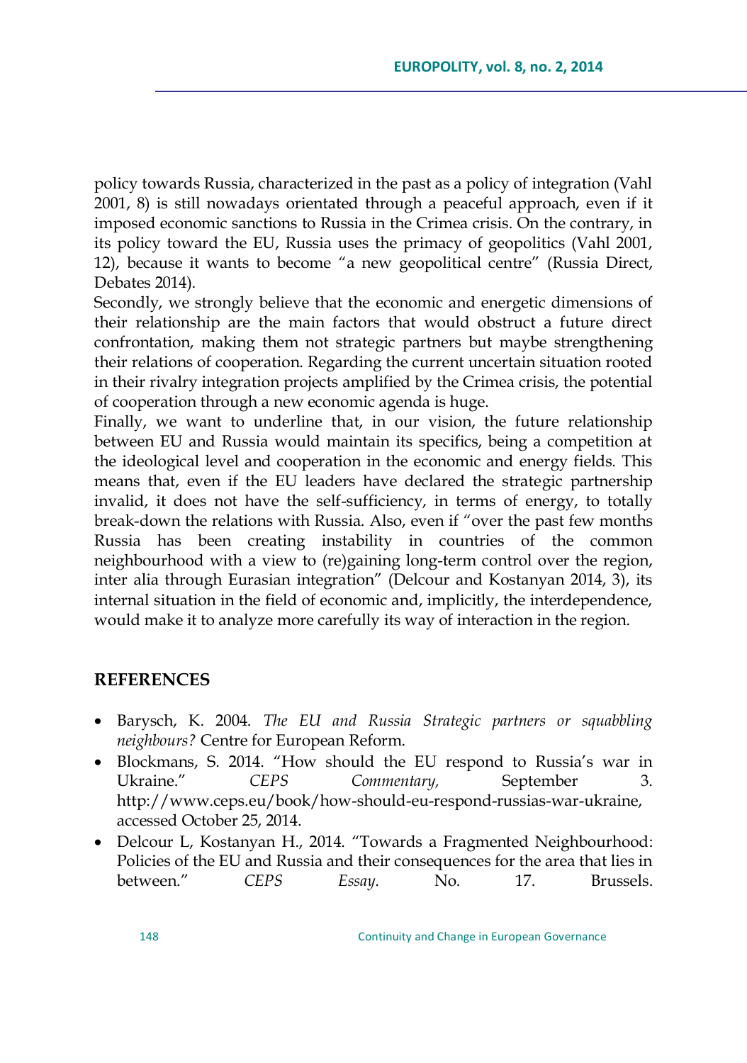policy towards Russia, characterized in the past as a policy of integration (Vahl 2001, 8) is still nowadays orientated through a peaceful approach, even if it imposed economic sanctions to Russia in the Crimea crisis. On the contrary, in its policy toward the EU, Russia uses the primacy of geopolitics (Vahl 2001, 12), because it wants to become "a new geopolitical centre" (Russia Direct, Debates 2014).

Secondly, we strongly believe that the economic and energetic dimensions of their relationship are the main factors that would obstruct a future direct confrontation, making them not strategic partners but maybe strengthening their relations of cooperation. Regarding the current uncertain situation rooted in their rivalry integration projects amplified by the Crimea crisis, the potential of cooperation through a new economic agenda is huge.

Finally, we want to underline that, in our vision, the future relationship between EU and Russia would maintain its specifics, being a competition at the ideological level and cooperation in the economic and energy fields. This means that, even if the EU leaders have declared the strategic partnership invalid, it does not have the self-sufficiency, in terms of energy, to totally break-down the relations with Russia. Also, even if "over the past few months Russia has been creating instability in countries of the common neighbourhood with a view to (re)gaining long-term control over the region, inter alia through Eurasian integration" (Delcour and Kostanyan 2014, 3), its internal situation in the field of economic and, implicitly, the interdependence, would make it to analyze more carefully its way of interaction in the region.

## REFERENCES

- Barysch, K. 2004. *The EU and Russia Strategic partners or squabbling neighbours?* Centre for European Reform.
- Blockmans, S. 2014. "How should the EU respond to Russia's war in Ukraine." *CEPS Commentary,* September 3. http://www.ceps.eu/book/how-should-eu-respond-russias-war-ukraine, accessed October 25, 2014.
- Delcour L, Kostanyan H., 2014. "Towards a Fragmented Neighbourhood: Policies of the EU and Russia and their consequences for the area that lies in between." *CEPS Essay*. No. 17. Brussels.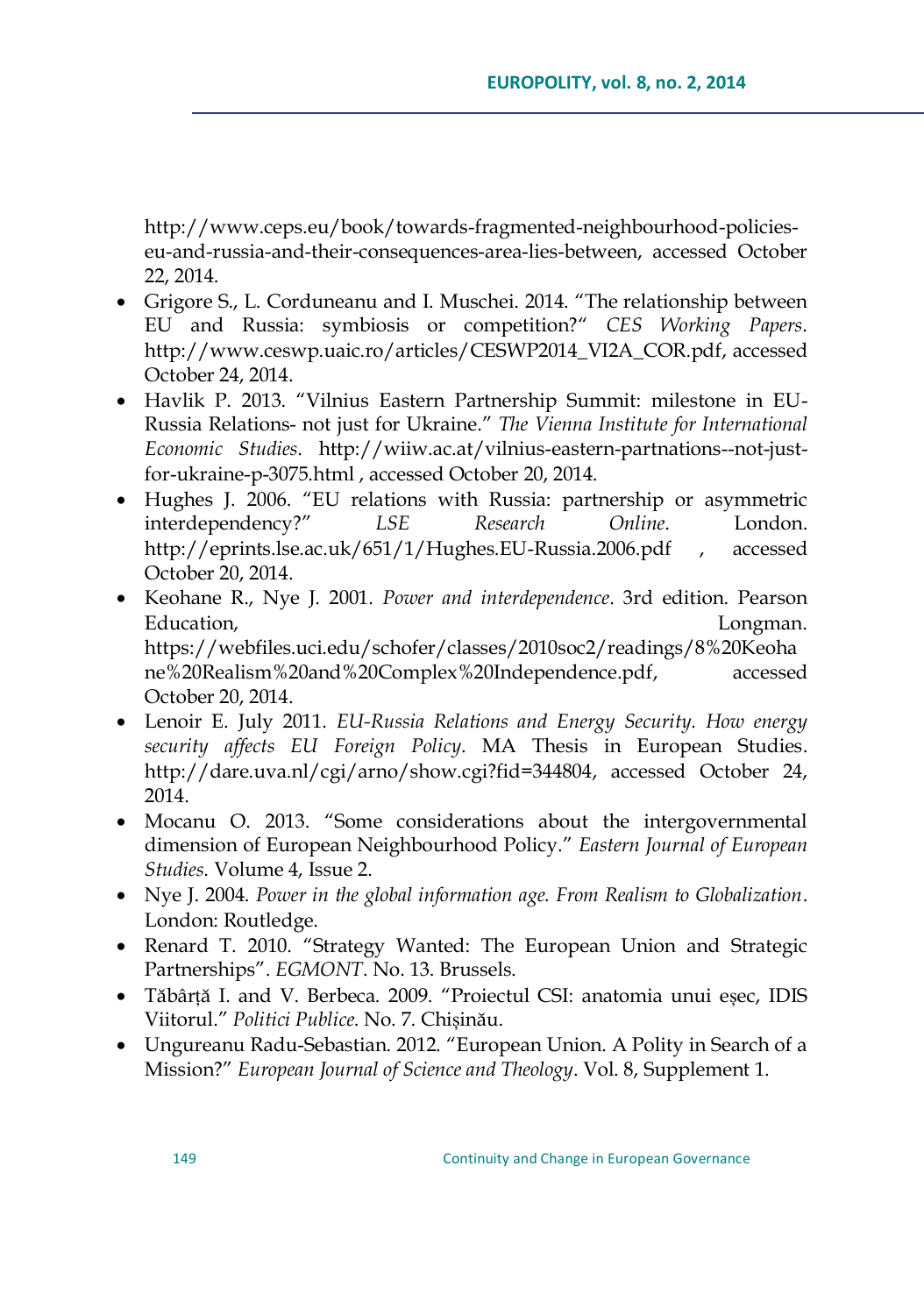http://www.ceps.eu/book/towards-fragmented-neighbourhood-policies-eu-and-russia-and-their-consequences-area-lies-between, accessed October 22, 2014.

- Grigore S., L. Corduneanu and I. Muschei. 2014. "The relationship between EU and Russia: symbiosis or competition?" *CES Working Papers*. http://www.ceswp.uaic.ro/articles/CESWP2014_VI2A_COR.pdf, accessed October 24, 2014.
- Havlik P. 2013. "Vilnius Eastern Partnership Summit: milestone in EU-Russia Relations- not just for Ukraine." *The Vienna Institute for International Economic Studies*. http://wiiw.ac.at/vilnius-eastern-partnations--not-just-for-ukraine-p-3075.html , accessed October 20, 2014.
- Hughes J. 2006. "EU relations with Russia: partnership or asymmetric interdependency?" *LSE Research Online*. London. http://eprints.lse.ac.uk/651/1/Hughes.EU-Russia.2006.pdf , accessed October 20, 2014.
- Keohane R., Nye J. 2001. *Power and interdependence*. 3rd edition. Pearson Education, Longman. https://webfiles.uci.edu/schofer/classes/2010soc2/readings/8%20Keohane%20Realism%20and%20Complex%20Independence.pdf, accessed October 20, 2014.
- Lenoir E. July 2011. *EU-Russia Relations and Energy Security. How energy security affects EU Foreign Policy*. MA Thesis in European Studies. http://dare.uva.nl/cgi/arno/show.cgi?fid=344804, accessed October 24, 2014.
- Mocanu O. 2013. "Some considerations about the intergovernmental dimension of European Neighbourhood Policy." *Eastern Journal of European Studies*. Volume 4, Issue 2.
- Nye J. 2004. *Power in the global information age. From Realism to Globalization*. London: Routledge.
- Renard T. 2010. "Strategy Wanted: The European Union and Strategic Partnerships". *EGMONT*. No. 13. Brussels.
- Tăbârță I. and V. Berbeca. 2009. "Proiectul CSI: anatomia unui eșec, IDIS Viitorul." *Politici Publice*. No. 7. Chișinău.
- Ungureanu Radu-Sebastian. 2012. "European Union. A Polity in Search of a Mission?" *European Journal of Science and Theology*. Vol. 8, Supplement 1.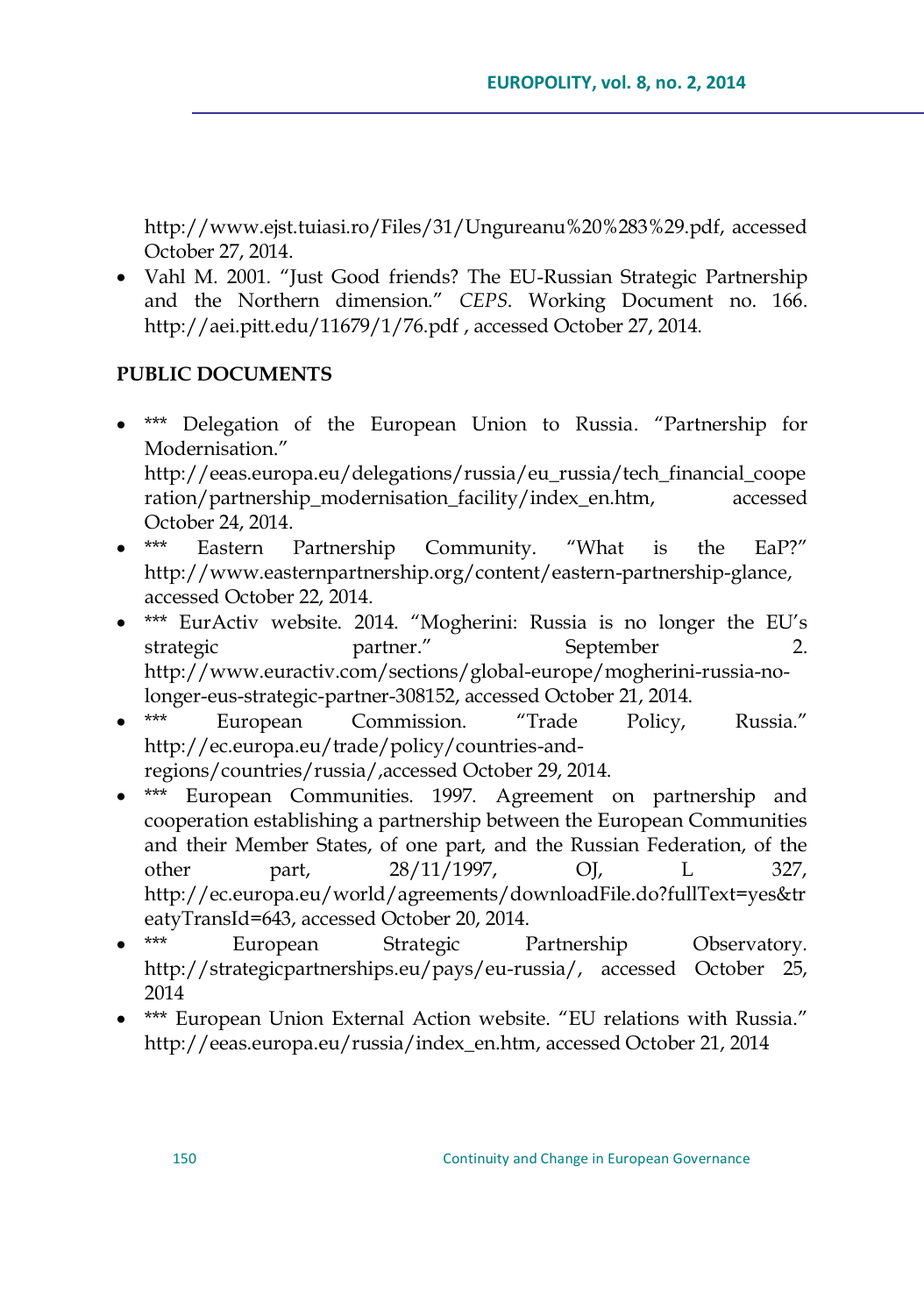http://www.ejst.tuiasi.ro/Files/31/Ungureanu%20%283%29.pdf, accessed October 27, 2014.

- Vahl M. 2001. "Just Good friends? The EU-Russian Strategic Partnership and the Northern dimension." *CEPS*. Working Document no. 166. http://aei.pitt.edu/11679/1/76.pdf , accessed October 27, 2014.

**PUBLIC DOCUMENTS**

- *** Delegation of the European Union to Russia. "Partnership for Modernisation." http://eeas.europa.eu/delegations/russia/eu_russia/tech_financial_cooperation/partnership_modernisation_facility/index_en.htm, accessed October 24, 2014.
- *** Eastern Partnership Community. "What is the EaP?" http://www.easternpartnership.org/content/eastern-partnership-glance, accessed October 22, 2014.
- *** EurActiv website. 2014. "Mogherini: Russia is no longer the EU's strategic partner." September 2. http://www.euractiv.com/sections/global-europe/mogherini-russia-no-longer-eus-strategic-partner-308152, accessed October 21, 2014.
- *** European Commission. "Trade Policy, Russia." http://ec.europa.eu/trade/policy/countries-and-regions/countries/russia/,accessed October 29, 2014.
- *** European Communities. 1997. Agreement on partnership and cooperation establishing a partnership between the European Communities and their Member States, of one part, and the Russian Federation, of the other part, 28/11/1997, OJ, L 327, http://ec.europa.eu/world/agreements/downloadFile.do?fullText=yes&treatyTransId=643, accessed October 20, 2014.
- *** European Strategic Partnership Observatory. http://strategicpartnerships.eu/pays/eu-russia/, accessed October 25, 2014
- *** European Union External Action website. "EU relations with Russia." http://eeas.europa.eu/russia/index_en.htm, accessed October 21, 2014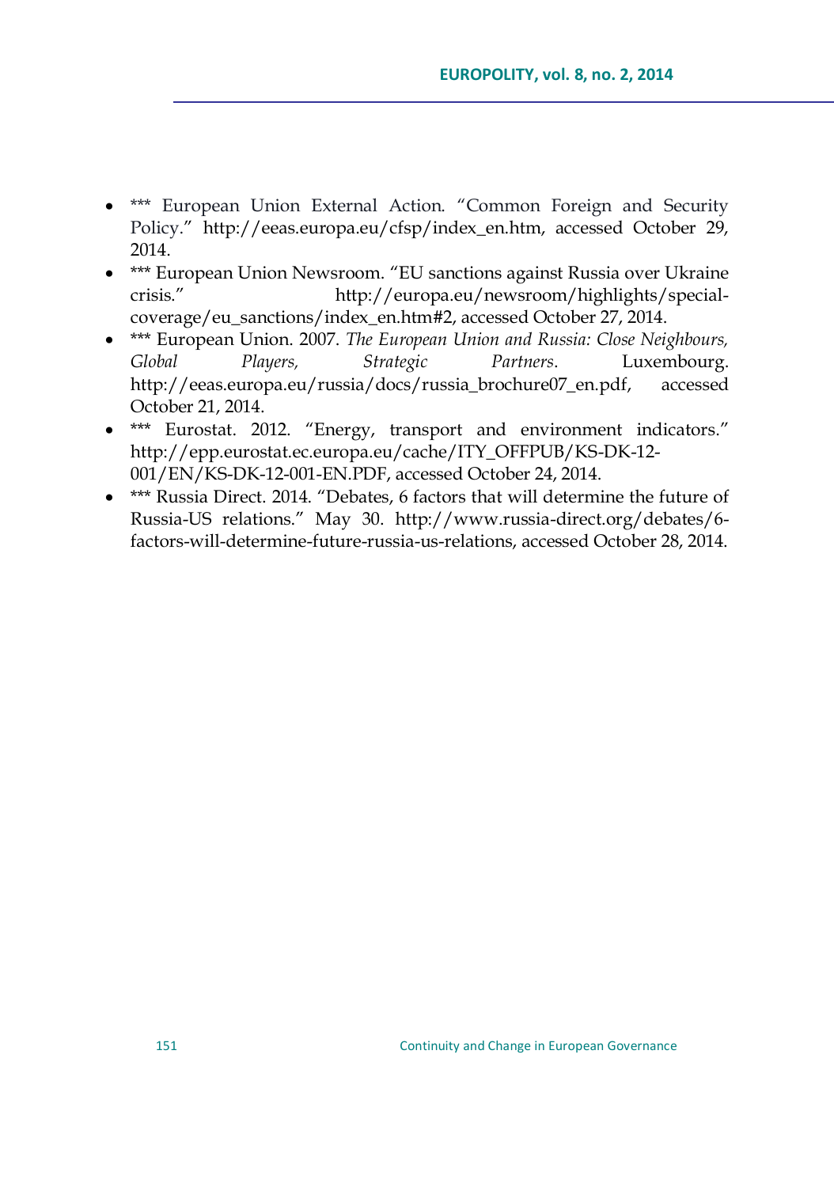- *** European Union External Action. "Common Foreign and Security Policy." http://eeas.europa.eu/cfsp/index_en.htm, accessed October 29, 2014.
- *** European Union Newsroom. "EU sanctions against Russia over Ukraine crisis." http://europa.eu/newsroom/highlights/special-coverage/eu_sanctions/index_en.htm#2, accessed October 27, 2014.
- *** European Union. 2007. *The European Union and Russia: Close Neighbours, Global Players, Strategic Partners*. Luxembourg. http://eeas.europa.eu/russia/docs/russia_brochure07_en.pdf, accessed October 21, 2014.
- *** Eurostat. 2012. "Energy, transport and environment indicators." http://epp.eurostat.ec.europa.eu/cache/ITY_OFFPUB/KS-DK-12-001/EN/KS-DK-12-001-EN.PDF, accessed October 24, 2014.
- *** Russia Direct. 2014. "Debates, 6 factors that will determine the future of Russia-US relations." May 30. http://www.russia-direct.org/debates/6-factors-will-determine-future-russia-us-relations, accessed October 28, 2014.